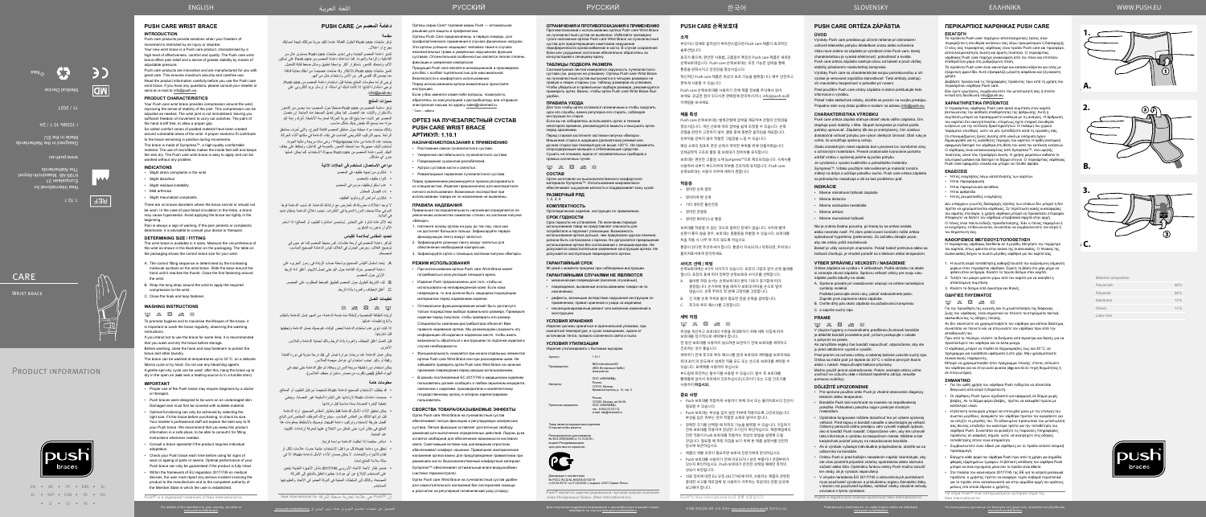# PUSH CARE WRIST BRACE

## INTRODUCTION

Push care products provide solutions when your freedom of movement is restricted by an injury or disorder.

Your new wrist brace is a Push care product, characterised by a high level of effectiveness, comfort and quality. The Push care wrist brace offers pain relief and a sense of greater stability by means of adjustable pressure.

Push care products are innovative and are manufactured for you with great care. This ensures maximum security and comfort of use.

Read the product information carefully before you use the Push care wrist brace. If you have any questions, please consult your reseller or send an e-mail to info@push.eu.

## PRODUCT CHARACTERISTICS

Your Push care wrist brace provides compression around the wrist, improving the sense of stability of the joint. This compression can be adjusted as needed. The wrist joint is not immobilised, leaving you sufficient freedom of movement. In addition, the palm of the hand is left free to allow a proper grip.

So-called comfort zones of padded material have been created around sensitive areas of the wrist. A proper distance fit contributes to the brace remaining in position during movements.

The brace is made of Sympress™, a high-quality, comfortable material. The use of micro-fibres makes the inside feel soft and keeps the skin dry. The Push care wrist brace is easy to apply and can be washed without any problem.

## INDICATIONS

- Slight strain complaints in the wrist
- Slight dislocations
- Slight residual instability
- Mild arthrosis
- Slight rheumatic complaints

There are no known disorders where the brace cannot or should not be worn. In the case of poor blood circulation in the limbs, a brace may cause hypertension. Avoid applying the brace too tightly in the beginning.

Pain is always a sign of warning. If the pain persists or complaints deteriorate, it is advisable to consult your doctor or therapist.

## DETERMINING SIZE / FITTING

The wrist brace is available in 4 sizes. Measure the circumference of the wrist as shown in the illustration on the packaging. The table on the packaging shows the correct brace size for your wrist.

A. The correct fitting sequence is determined by the increasing ... Slide the brace around the wrist and the hand until it reaches the thumb. Close the first fastening around the thumb.

B. Wrap the long strap around the wrist to apply the required compression to the wrist.

C. Close the hook and loop fastener.

## WASHING INSTRUCTIONS

To promote hygiene and to maximise the lifespan of the brace, it is important to wash the brace regularly, observing the washing instructions.

If you intend not to use the brace for some time, it is recommended that you wash and dry the brace before storage.

Before washing, close the hook and loop fasteners to protect the brace and other laundry.

The brace can be washed at temperatures up to 30°C, on a delicate fabric cycle or by hand. Do not use any bleaching agents. A gentle spin-dry cycle can be used; after this, hang the brace up to dry in the open air (not near a heating source or in a tumble drier).

## IMPORTANT

- Proper use of the Push brace may require diagnosis by a doctor or therapist.
- Push braces were designed to be worn on an undamaged skin. Damaged skin must first be covered with suitable material.
- Optimal functioning can only be achieved by selecting the right size. Fit the brace before purchasing, to check its size. Your reseller's professional staff would be pleased to help you fit your Push brace. We recommend that you keep this product information in a safe place, to be able to consult the fitting instructions whenever needed.
- Consult a brace specialist if the product requires individual adaptation.
- Check your Push brace each time before using for signs of wear or ageing of parts or seams. Optimal performance of your Push brace can only be guaranteed if the product is fully intact.
- Within the framework of EU regulation 2017/745 on medical devices, the user must report any serious incident involving the product to the manufacturer and to the competent authority of the Member State in which the user is established.

Push® is a registered trademark of Nea International bv.

| Material composition | |
|---|---|
| Polyamide | 46% |
| Polyester | 26% |
| Elastane | 17% |
| Others | 11% |
| Latex free | |

Nea International bv
Europalaan 31
6199 AB Maastricht-Airport
The Netherlands
www.push.eu

CARE — WRIST BRACE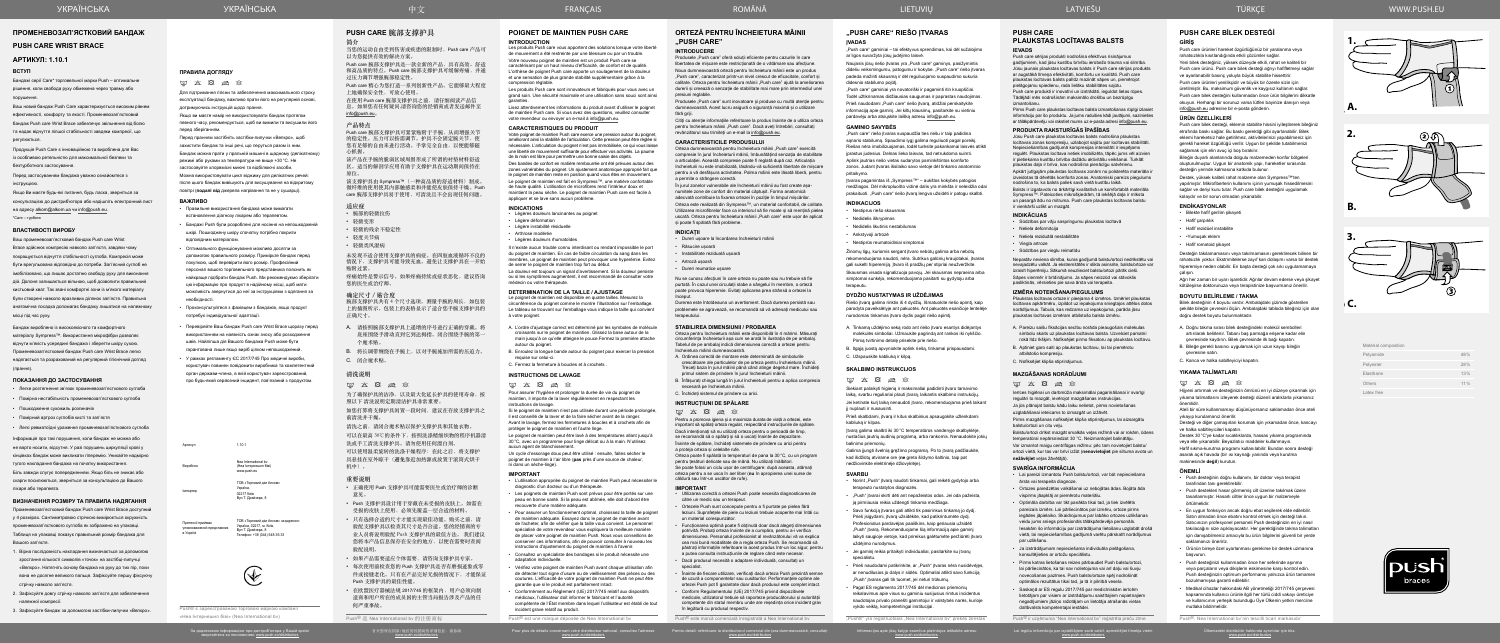УКРАЇНСЬКА | УКРАЇНСЬКА | 中文 | FRANÇAIS | ROMÂNĂ | LIETUVIŲ | LATVIEŠU | TÜRKÇE | WWW.PUSH.EU

# ПРОМЕНЕВОЗАП'ЯСТКОВИЙ БАНДАЖ PUSH CARE WRIST BRACE

# PUSH CARE 腕部支撑护具

# POIGNET DE MAINTIEN PUSH CARE

# ORTEZĂ PENTRU ÎNCHEIETURA MÂINII „PUSH CARE"

# „PUSH CARE" RIEŠO ĮTVARAS

# PUSH CARE PLAUKSTAS LOCĪTAVAS BALSTS

# PUSH CARE BILEK DESTEĞİ

| Material composition | |
|---|---|
| Polyamide | 40% |
| Polyester | 28% |
| Elastane | 13% |
| Others | 11% |
| Latex free | |